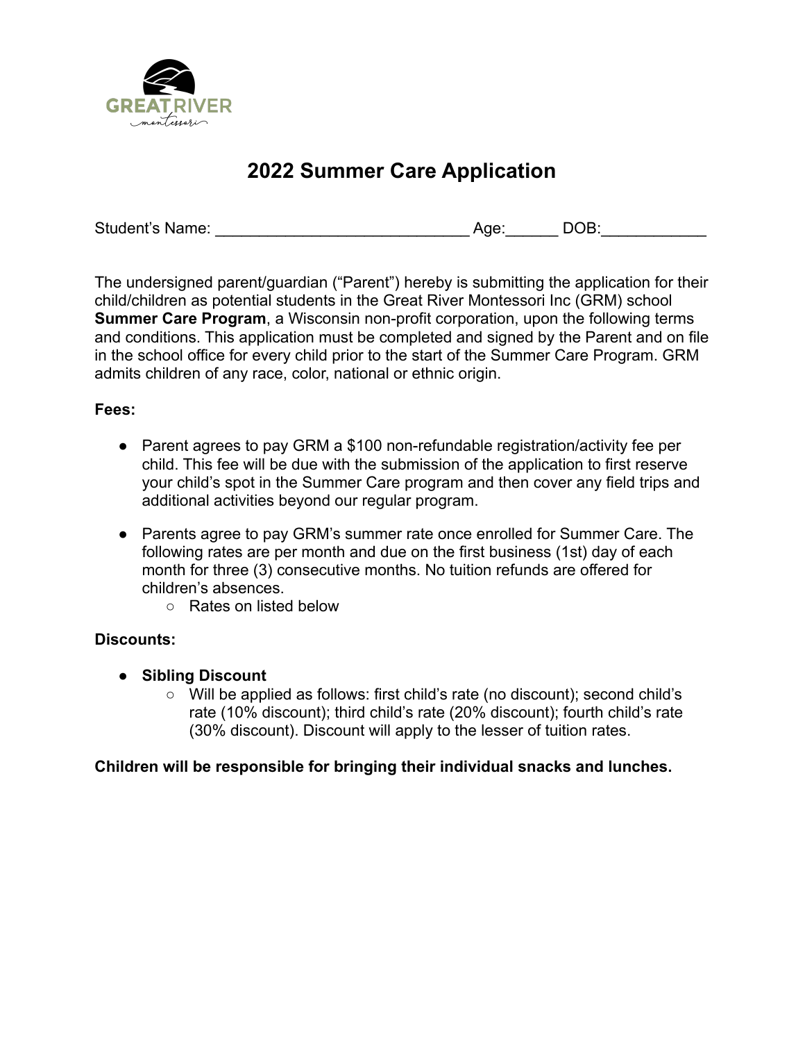# 2022 Summer Care Application

Student's Name: ____________________________ Age:______ DOB:____________

The undersigned parent/guardian ("Parent") hereby is submitting the application for their child/children as potential students in the Great River Montessori Inc (GRM) school **Summer Care Program**, a Wisconsin non-profit corporation, upon the following terms and conditions. This application must be completed and signed by the Parent and on file in the school office for every child prior to the start of the Summer Care Program. GRM admits children of any race, color, national or ethnic origin.

**Fees:**

- Parent agrees to pay GRM a $100 non-refundable registration/activity fee per child. This fee will be due with the submission of the application to first reserve your child's spot in the Summer Care program and then cover any field trips and additional activities beyond our regular program.
- Parents agree to pay GRM's summer rate once enrolled for Summer Care. The following rates are per month and due on the first business (1st) day of each month for three (3) consecutive months. No tuition refunds are offered for children's absences.
  - Rates on listed below

**Discounts:**

- **Sibling Discount**
  - Will be applied as follows: first child's rate (no discount); second child's rate (10% discount); third child's rate (20% discount); fourth child's rate (30% discount). Discount will apply to the lesser of tuition rates.

**Children will be responsible for bringing their individual snacks and lunches.**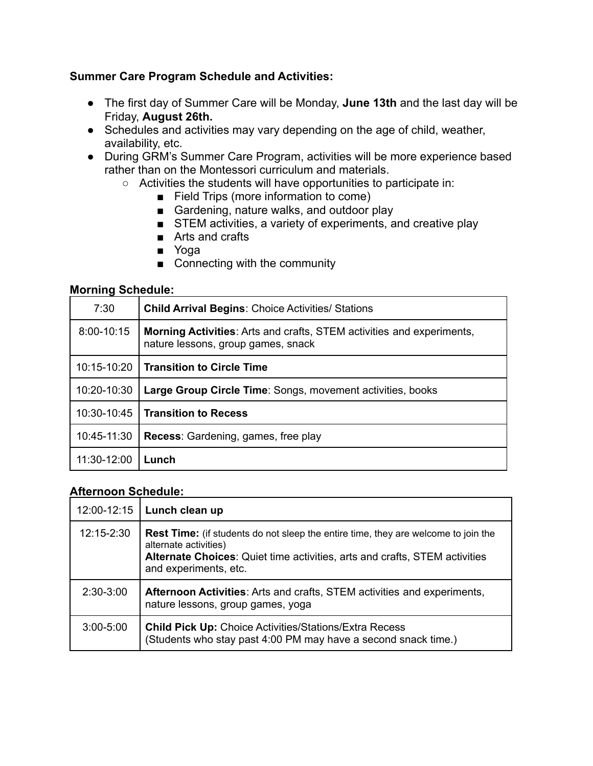**Summary Care Program Schedule and Activities:**

- The first day of Summer Care will be Monday, **June 13th** and the last day will be Friday, **August 26th.**
- Schedules and activities may vary depending on the age of child, weather, availability, etc.
- During GRM's Summer Care Program, activities will be more experience based rather than on the Montessori curriculum and materials.
  - Activities the students will have opportunities to participate in:
    - Field Trips (more information to come)
    - Gardening, nature walks, and outdoor play
    - STEM activities, a variety of experiments, and creative play
    - Arts and crafts
    - Yoga
    - Connecting with the community

**Morning Schedule:**

| 7:30 | **Child Arrival Begins**: Choice Activities/ Stations |
|---|---|
| 8:00-10:15 | **Morning Activities**: Arts and crafts, STEM activities and experiments, nature lessons, group games, snack |
| 10:15-10:20 | **Transition to Circle Time** |
| 10:20-10:30 | **Large Group Circle Time**: Songs, movement activities, books |
| 10:30-10:45 | **Transition to Recess** |
| 10:45-11:30 | **Recess**: Gardening, games, free play |
| 11:30-12:00 | **Lunch** |

**Afternoon Schedule:**

| 12:00-12:15 | **Lunch clean up** |
|---|---|
| 12:15-2:30 | **Rest Time:** (if students do not sleep the entire time, they are welcome to join the alternate activities) **Alternate Choices**: Quiet time activities, arts and crafts, STEM activities and experiments, etc. |
| 2:30-3:00 | **Afternoon Activities**: Arts and crafts, STEM activities and experiments, nature lessons, group games, yoga |
| 3:00-5:00 | **Child Pick Up:** Choice Activities/Stations/Extra Recess (Students who stay past 4:00 PM may have a second snack time.) |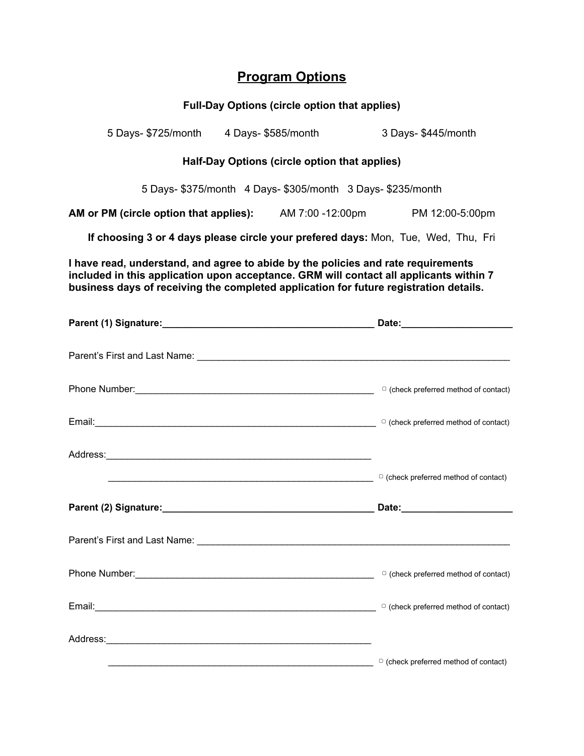# Program Options

**Full-Day Options (circle option that applies)**

5 Days- $725/month 4 Days- $585/month 3 Days- $445/month

**Half-Day Options (circle option that applies)**

5 Days- $375/month 4 Days- $305/month 3 Days- $235/month

**AM or PM (circle option that applies):** AM 7:00 -12:00pm PM 12:00-5:00pm

**If choosing 3 or 4 days please circle your prefered days:** Mon, Tue, Wed, Thu, Fri

**I have read, understand, and agree to abide by the policies and rate requirements included in this application upon acceptance. GRM will contact all applicants within 7 business days of receiving the completed application for future registration details.**

**Parent (1) Signature:________________________________________ Date:____________________**

Parent's First and Last Name: ____________________________________________________________

Phone Number:_____________________________________________ ▢ (check preferred method of contact)

Email:_____________________________________________________ ▢ (check preferred method of contact)

Address:_________________________________________________

_________________________________________________ ▢ (check preferred method of contact)

**Parent (2) Signature:________________________________________ Date:____________________**

Parent's First and Last Name: ____________________________________________________________

Phone Number:_____________________________________________ ▢ (check preferred method of contact)

Email:_____________________________________________________ ▢ (check preferred method of contact)

Address:_________________________________________________

_________________________________________________ ▢ (check preferred method of contact)